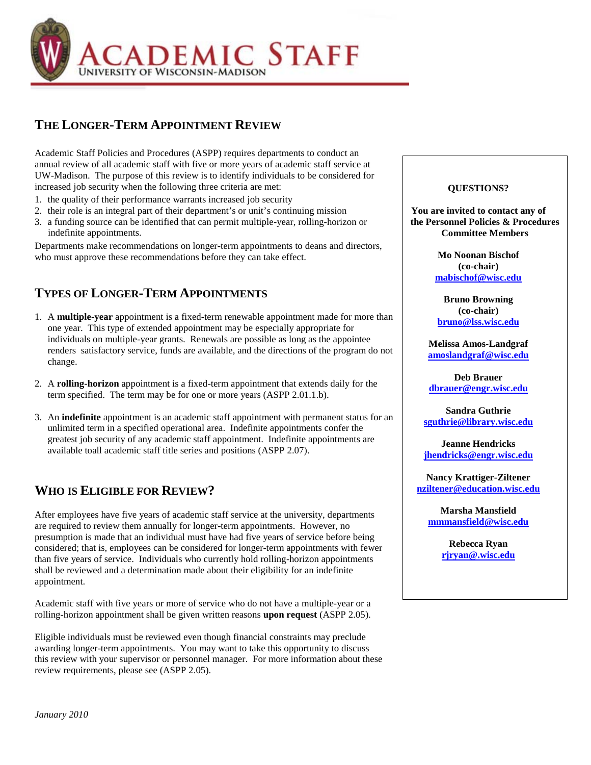# ACADEMIC STAFF
UNIVERSITY OF WISCONSIN-MADISON

## THE LONGER-TERM APPOINTMENT REVIEW

Academic Staff Policies and Procedures (ASPP) requires departments to conduct an annual review of all academic staff with five or more years of academic staff service at UW-Madison. The purpose of this review is to identify individuals to be considered for increased job security when the following three criteria are met:

1. the quality of their performance warrants increased job security
2. their role is an integral part of their department's or unit's continuing mission
3. a funding source can be identified that can permit multiple-year, rolling-horizon or indefinite appointments.

Departments make recommendations on longer-term appointments to deans and directors, who must approve these recommendations before they can take effect.

## TYPES OF LONGER-TERM APPOINTMENTS

1. A **multiple-year** appointment is a fixed-term renewable appointment made for more than one year. This type of extended appointment may be especially appropriate for individuals on multiple-year grants. Renewals are possible as long as the appointee renders satisfactory service, funds are available, and the directions of the program do not change.

2. A **rolling-horizon** appointment is a fixed-term appointment that extends daily for the term specified. The term may be for one or more years (ASPP 2.01.1.b).

3. An **indefinite** appointment is an academic staff appointment with permanent status for an unlimited term in a specified operational area. Indefinite appointments confer the greatest job security of any academic staff appointment. Indefinite appointments are available toall academic staff title series and positions (ASPP 2.07).

## WHO IS ELIGIBLE FOR REVIEW?

After employees have five years of academic staff service at the university, departments are required to review them annually for longer-term appointments. However, no presumption is made that an individual must have had five years of service before being considered; that is, employees can be considered for longer-term appointments with fewer than five years of service. Individuals who currently hold rolling-horizon appointments shall be reviewed and a determination made about their eligibility for an indefinite appointment.

Academic staff with five years or more of service who do not have a multiple-year or a rolling-horizon appointment shall be given written reasons **upon request** (ASPP 2.05).

Eligible individuals must be reviewed even though financial constraints may preclude awarding longer-term appointments. You may want to take this opportunity to discuss this review with your supervisor or personnel manager. For more information about these review requirements, please see (ASPP 2.05).

*January 2010*

---

**QUESTIONS?**

**You are invited to contact any of the Personnel Policies & Procedures Committee Members**

**Mo Noonan Bischof**
**(co-chair)**
**mabischof@wisc.edu**

**Bruno Browning**
**(co-chair)**
**bruno@lss.wisc.edu**

**Melissa Amos-Landgraf**
**amoslandgraf@wisc.edu**

**Deb Brauer**
**dbrauer@engr.wisc.edu**

**Sandra Guthrie**
**sguthrie@library.wisc.edu**

**Jeanne Hendricks**
**jhendricks@engr.wisc.edu**

**Nancy Krattiger-Ziltener**
**nziltener@education.wisc.edu**

**Marsha Mansfield**
**mmmansfield@wisc.edu**

**Rebecca Ryan**
**rjryan@.wisc.edu**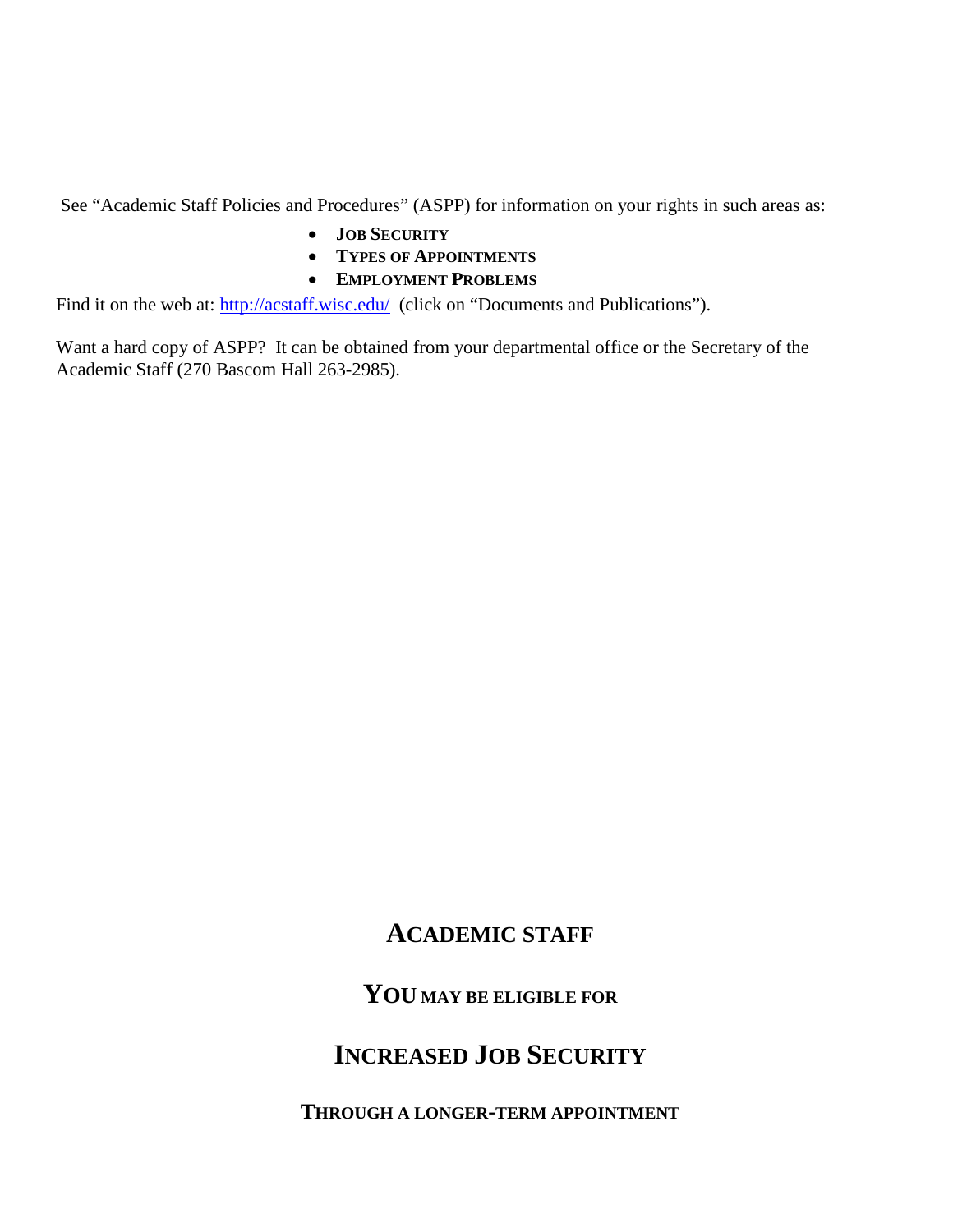See "Academic Staff Policies and Procedures" (ASPP) for information on your rights in such areas as:

- **JOB SECURITY**
- **TYPES OF APPOINTMENTS**
- **EMPLOYMENT PROBLEMS**

Find it on the web at: [http://acstaff.wisc.edu/](http://acstaff.wisc.edu/) (click on "Documents and Publications").

Want a hard copy of ASPP? It can be obtained from your departmental office or the Secretary of the Academic Staff (270 Bascom Hall 263-2985).

# ACADEMIC STAFF

## YOU MAY BE ELIGIBLE FOR

# INCREASED JOB SECURITY

### THROUGH A LONGER-TERM APPOINTMENT